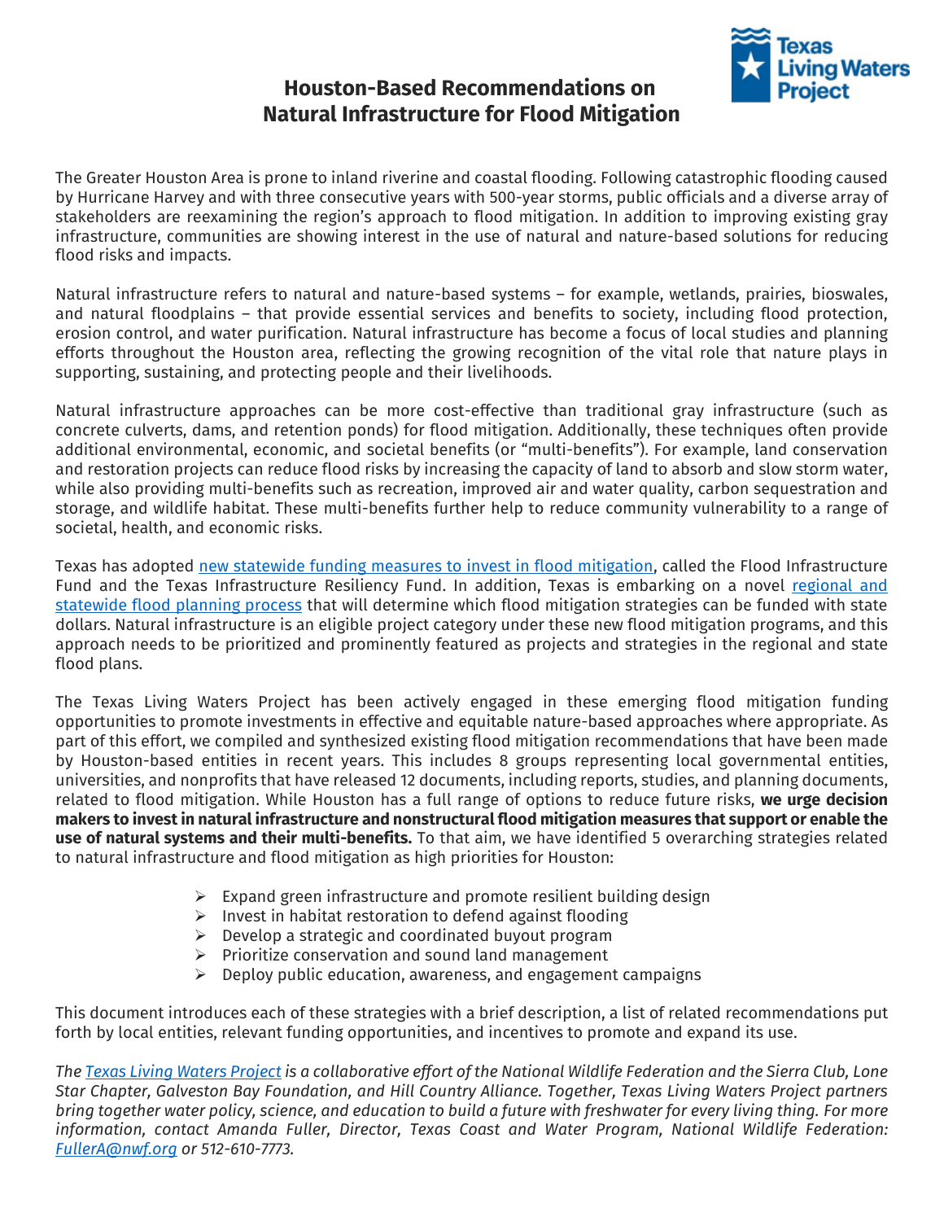# Houston-Based Recommendations on Natural Infrastructure for Flood Mitigation

The Greater Houston Area is prone to inland riverine and coastal flooding. Following catastrophic flooding caused by Hurricane Harvey and with three consecutive years with 500-year storms, public officials and a diverse array of stakeholders are reexamining the region's approach to flood mitigation. In addition to improving existing gray infrastructure, communities are showing interest in the use of natural and nature-based solutions for reducing flood risks and impacts.

Natural infrastructure refers to natural and nature-based systems – for example, wetlands, prairies, bioswales, and natural floodplains – that provide essential services and benefits to society, including flood protection, erosion control, and water purification. Natural infrastructure has become a focus of local studies and planning efforts throughout the Houston area, reflecting the growing recognition of the vital role that nature plays in supporting, sustaining, and protecting people and their livelihoods.

Natural infrastructure approaches can be more cost-effective than traditional gray infrastructure (such as concrete culverts, dams, and retention ponds) for flood mitigation. Additionally, these techniques often provide additional environmental, economic, and societal benefits (or "multi-benefits"). For example, land conservation and restoration projects can reduce flood risks by increasing the capacity of land to absorb and slow storm water, while also providing multi-benefits such as recreation, improved air and water quality, carbon sequestration and storage, and wildlife habitat. These multi-benefits further help to reduce community vulnerability to a range of societal, health, and economic risks.

Texas has adopted new statewide funding measures to invest in flood mitigation, called the Flood Infrastructure Fund and the Texas Infrastructure Resiliency Fund. In addition, Texas is embarking on a novel regional and statewide flood planning process that will determine which flood mitigation strategies can be funded with state dollars. Natural infrastructure is an eligible project category under these new flood mitigation programs, and this approach needs to be prioritized and prominently featured as projects and strategies in the regional and state flood plans.

The Texas Living Waters Project has been actively engaged in these emerging flood mitigation funding opportunities to promote investments in effective and equitable nature-based approaches where appropriate. As part of this effort, we compiled and synthesized existing flood mitigation recommendations that have been made by Houston-based entities in recent years. This includes 8 groups representing local governmental entities, universities, and nonprofits that have released 12 documents, including reports, studies, and planning documents, related to flood mitigation. While Houston has a full range of options to reduce future risks, **we urge decision makers to invest in natural infrastructure and nonstructural flood mitigation measures that support or enable the use of natural systems and their multi-benefits.** To that aim, we have identified 5 overarching strategies related to natural infrastructure and flood mitigation as high priorities for Houston:

- Expand green infrastructure and promote resilient building design
- Invest in habitat restoration to defend against flooding
- Develop a strategic and coordinated buyout program
- Prioritize conservation and sound land management
- Deploy public education, awareness, and engagement campaigns

This document introduces each of these strategies with a brief description, a list of related recommendations put forth by local entities, relevant funding opportunities, and incentives to promote and expand its use.

*The Texas Living Waters Project is a collaborative effort of the National Wildlife Federation and the Sierra Club, Lone Star Chapter, Galveston Bay Foundation, and Hill Country Alliance. Together, Texas Living Waters Project partners bring together water policy, science, and education to build a future with freshwater for every living thing. For more information, contact Amanda Fuller, Director, Texas Coast and Water Program, National Wildlife Federation: FullerA@nwf.org or 512-610-7773.*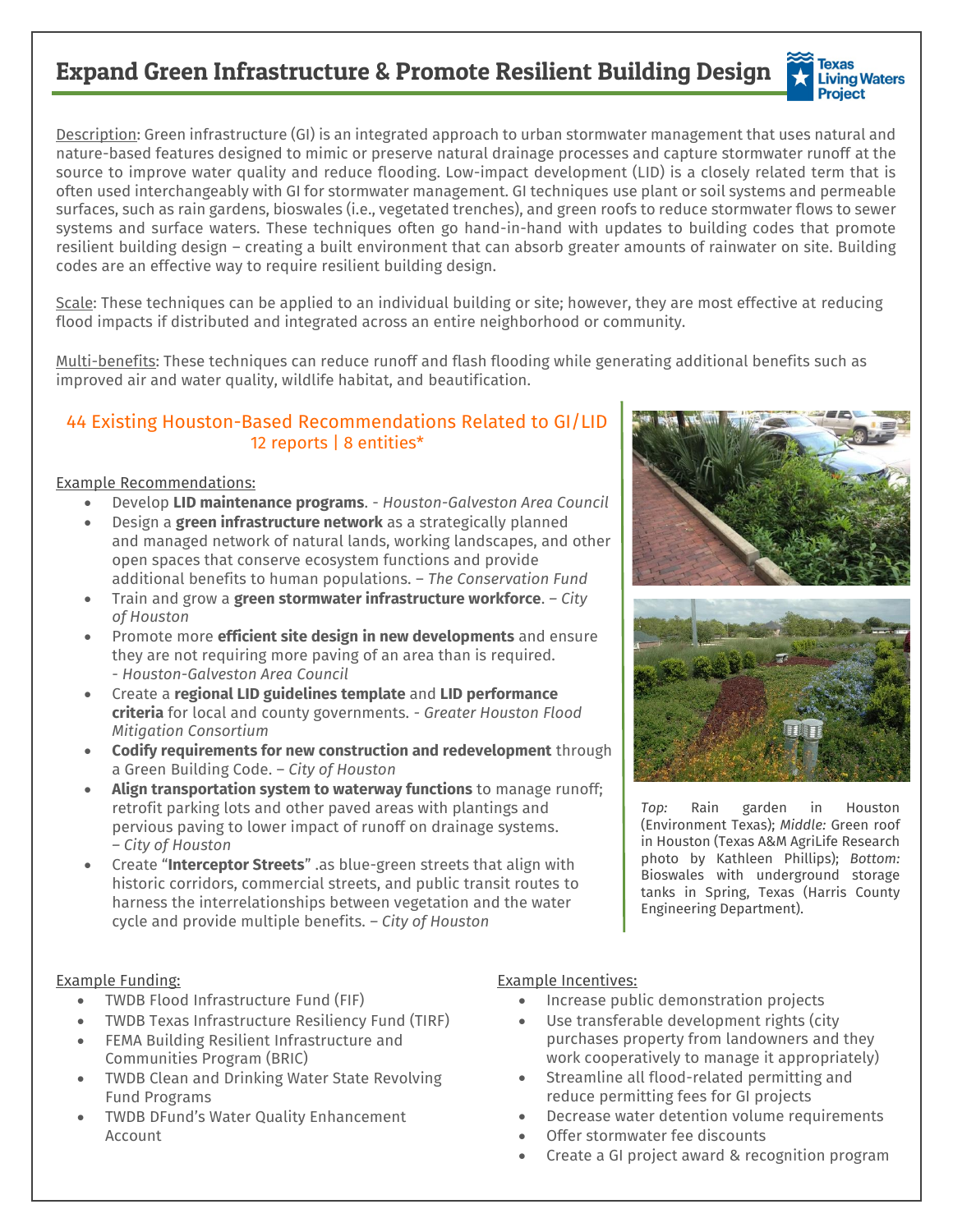# Expand Green Infrastructure & Promote Resilient Building Design

Description: Green infrastructure (GI) is an integrated approach to urban stormwater management that uses natural and nature-based features designed to mimic or preserve natural drainage processes and capture stormwater runoff at the source to improve water quality and reduce flooding. Low-impact development (LID) is a closely related term that is often used interchangeably with GI for stormwater management. GI techniques use plant or soil systems and permeable surfaces, such as rain gardens, bioswales (i.e., vegetated trenches), and green roofs to reduce stormwater flows to sewer systems and surface waters. These techniques often go hand-in-hand with updates to building codes that promote resilient building design – creating a built environment that can absorb greater amounts of rainwater on site. Building codes are an effective way to require resilient building design.

Scale: These techniques can be applied to an individual building or site; however, they are most effective at reducing flood impacts if distributed and integrated across an entire neighborhood or community.

Multi-benefits: These techniques can reduce runoff and flash flooding while generating additional benefits such as improved air and water quality, wildlife habitat, and beautification.

## 44 Existing Houston-Based Recommendations Related to GI/LID

12 reports | 8 entities*

Example Recommendations:

- Develop **LID maintenance programs**. - *Houston-Galveston Area Council*
- Design a **green infrastructure network** as a strategically planned and managed network of natural lands, working landscapes, and other open spaces that conserve ecosystem functions and provide additional benefits to human populations. – *The Conservation Fund*
- Train and grow a **green stormwater infrastructure workforce**. – *City of Houston*
- Promote more **efficient site design in new developments** and ensure they are not requiring more paving of an area than is required. - *Houston-Galveston Area Council*
- Create a **regional LID guidelines template** and **LID performance criteria** for local and county governments. - *Greater Houston Flood Mitigation Consortium*
- **Codify requirements for new construction and redevelopment** through a Green Building Code. – *City of Houston*
- **Align transportation system to waterway functions** to manage runoff; retrofit parking lots and other paved areas with plantings and pervious paving to lower impact of runoff on drainage systems. – *City of Houston*
- Create "**Interceptor Streets**" .as blue-green streets that align with historic corridors, commercial streets, and public transit routes to harness the interrelationships between vegetation and the water cycle and provide multiple benefits. – *City of Houston*

*Top:* Rain garden in Houston (Environment Texas); *Middle:* Green roof in Houston (Texas A&M AgriLife Research photo by Kathleen Phillips); *Bottom:* Bioswales with underground storage tanks in Spring, Texas (Harris County Engineering Department).

Example Funding:

- TWDB Flood Infrastructure Fund (FIF)
- TWDB Texas Infrastructure Resiliency Fund (TIRF)
- FEMA Building Resilient Infrastructure and Communities Program (BRIC)
- TWDB Clean and Drinking Water State Revolving Fund Programs
- TWDB DFund's Water Quality Enhancement Account

Example Incentives:

- Increase public demonstration projects
- Use transferable development rights (city purchases property from landowners and they work cooperatively to manage it appropriately)
- Streamline all flood-related permitting and reduce permitting fees for GI projects
- Decrease water detention volume requirements
- Offer stormwater fee discounts
- Create a GI project award & recognition program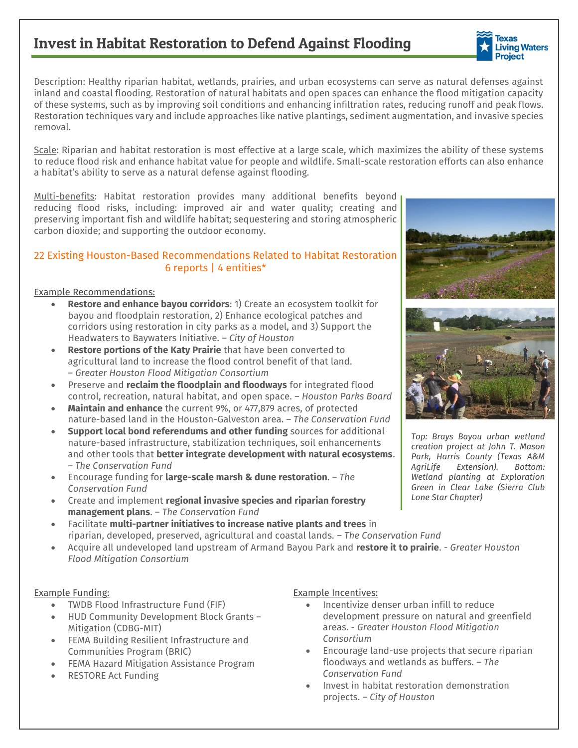# Invest in Habitat Restoration to Defend Against Flooding

Description: Healthy riparian habitat, wetlands, prairies, and urban ecosystems can serve as natural defenses against inland and coastal flooding. Restoration of natural habitats and open spaces can enhance the flood mitigation capacity of these systems, such as by improving soil conditions and enhancing infiltration rates, reducing runoff and peak flows. Restoration techniques vary and include approaches like native plantings, sediment augmentation, and invasive species removal.

Scale: Riparian and habitat restoration is most effective at a large scale, which maximizes the ability of these systems to reduce flood risk and enhance habitat value for people and wildlife. Small-scale restoration efforts can also enhance a habitat's ability to serve as a natural defense against flooding.

Multi-benefits: Habitat restoration provides many additional benefits beyond reducing flood risks, including: improved air and water quality; creating and preserving important fish and wildlife habitat; sequestering and storing atmospheric carbon dioxide; and supporting the outdoor economy.

## 22 Existing Houston-Based Recommendations Related to Habitat Restoration
## 6 reports | 4 entities*

Example Recommendations:

- **Restore and enhance bayou corridors**: 1) Create an ecosystem toolkit for bayou and floodplain restoration, 2) Enhance ecological patches and corridors using restoration in city parks as a model, and 3) Support the Headwaters to Baywaters Initiative. – *City of Houston*
- **Restore portions of the Katy Prairie** that have been converted to agricultural land to increase the flood control benefit of that land. – *Greater Houston Flood Mitigation Consortium*
- Preserve and **reclaim the floodplain and floodways** for integrated flood control, recreation, natural habitat, and open space. – *Houston Parks Board*
- **Maintain and enhance** the current 9%, or 477,879 acres, of protected nature-based land in the Houston-Galveston area. – *The Conservation Fund*
- **Support local bond referendums and other funding** sources for additional nature-based infrastructure, stabilization techniques, soil enhancements and other tools that **better integrate development with natural ecosystems**. – *The Conservation Fund*
- Encourage funding for **large-scale marsh & dune restoration**. – *The Conservation Fund*
- Create and implement **regional invasive species and riparian forestry management plans**. – *The Conservation Fund*
- Facilitate **multi-partner initiatives to increase native plants and trees** in riparian, developed, preserved, agricultural and coastal lands. – *The Conservation Fund*
- Acquire all undeveloped land upstream of Armand Bayou Park and **restore it to prairie**. - *Greater Houston Flood Mitigation Consortium*

*Top: Brays Bayou urban wetland creation project at John T. Mason Park, Harris County (Texas A&M AgriLife Extension). Bottom: Wetland planting at Exploration Green in Clear Lake (Sierra Club Lone Star Chapter)*

Example Funding:

- TWDB Flood Infrastructure Fund (FIF)
- HUD Community Development Block Grants – Mitigation (CDBG-MIT)
- FEMA Building Resilient Infrastructure and Communities Program (BRIC)
- FEMA Hazard Mitigation Assistance Program
- RESTORE Act Funding

Example Incentives:

- Incentivize denser urban infill to reduce development pressure on natural and greenfield areas. - *Greater Houston Flood Mitigation Consortium*
- Encourage land-use projects that secure riparian floodways and wetlands as buffers. – *The Conservation Fund*
- Invest in habitat restoration demonstration projects. – *City of Houston*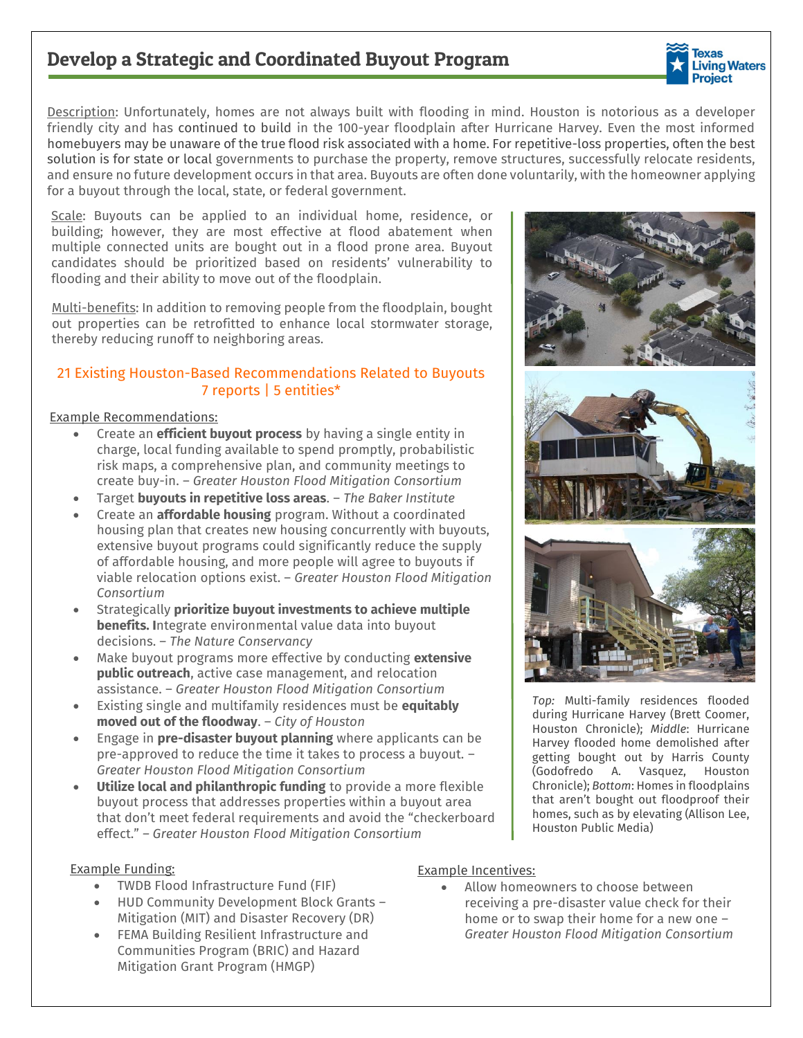# Develop a Strategic and Coordinated Buyout Program

Description: Unfortunately, homes are not always built with flooding in mind. Houston is notorious as a developer friendly city and has continued to build in the 100-year floodplain after Hurricane Harvey. Even the most informed homebuyers may be unaware of the true flood risk associated with a home. For repetitive-loss properties, often the best solution is for state or local governments to purchase the property, remove structures, successfully relocate residents, and ensure no future development occurs in that area. Buyouts are often done voluntarily, with the homeowner applying for a buyout through the local, state, or federal government.

Scale: Buyouts can be applied to an individual home, residence, or building; however, they are most effective at flood abatement when multiple connected units are bought out in a flood prone area. Buyout candidates should be prioritized based on residents' vulnerability to flooding and their ability to move out of the floodplain.

Multi-benefits: In addition to removing people from the floodplain, bought out properties can be retrofitted to enhance local stormwater storage, thereby reducing runoff to neighboring areas.

21 Existing Houston-Based Recommendations Related to Buyouts
7 reports | 5 entities*

Example Recommendations:

- Create an **efficient buyout process** by having a single entity in charge, local funding available to spend promptly, probabilistic risk maps, a comprehensive plan, and community meetings to create buy-in. – *Greater Houston Flood Mitigation Consortium*
- Target **buyouts in repetitive loss areas**. – *The Baker Institute*
- Create an **affordable housing** program. Without a coordinated housing plan that creates new housing concurrently with buyouts, extensive buyout programs could significantly reduce the supply of affordable housing, and more people will agree to buyouts if viable relocation options exist. – *Greater Houston Flood Mitigation Consortium*
- Strategically **prioritize buyout investments to achieve multiple benefits. I**ntegrate environmental value data into buyout decisions. – *The Nature Conservancy*
- Make buyout programs more effective by conducting **extensive public outreach**, active case management, and relocation assistance. – *Greater Houston Flood Mitigation Consortium*
- Existing single and multifamily residences must be **equitably moved out of the floodway**. – *City of Houston*
- Engage in **pre-disaster buyout planning** where applicants can be pre-approved to reduce the time it takes to process a buyout. – *Greater Houston Flood Mitigation Consortium*
- **Utilize local and philanthropic funding** to provide a more flexible buyout process that addresses properties within a buyout area that don't meet federal requirements and avoid the "checkerboard effect." – *Greater Houston Flood Mitigation Consortium*

*Top:* Multi-family residences flooded during Hurricane Harvey (Brett Coomer, Houston Chronicle); *Middle*: Hurricane Harvey flooded home demolished after getting bought out by Harris County (Godofredo A. Vasquez, Houston Chronicle); *Bottom*: Homes in floodplains that aren't bought out floodproof their homes, such as by elevating (Allison Lee, Houston Public Media)

Example Funding:

- TWDB Flood Infrastructure Fund (FIF)
- HUD Community Development Block Grants – Mitigation (MIT) and Disaster Recovery (DR)
- FEMA Building Resilient Infrastructure and Communities Program (BRIC) and Hazard Mitigation Grant Program (HMGP)

Example Incentives:

- Allow homeowners to choose between receiving a pre-disaster value check for their home or to swap their home for a new one – *Greater Houston Flood Mitigation Consortium*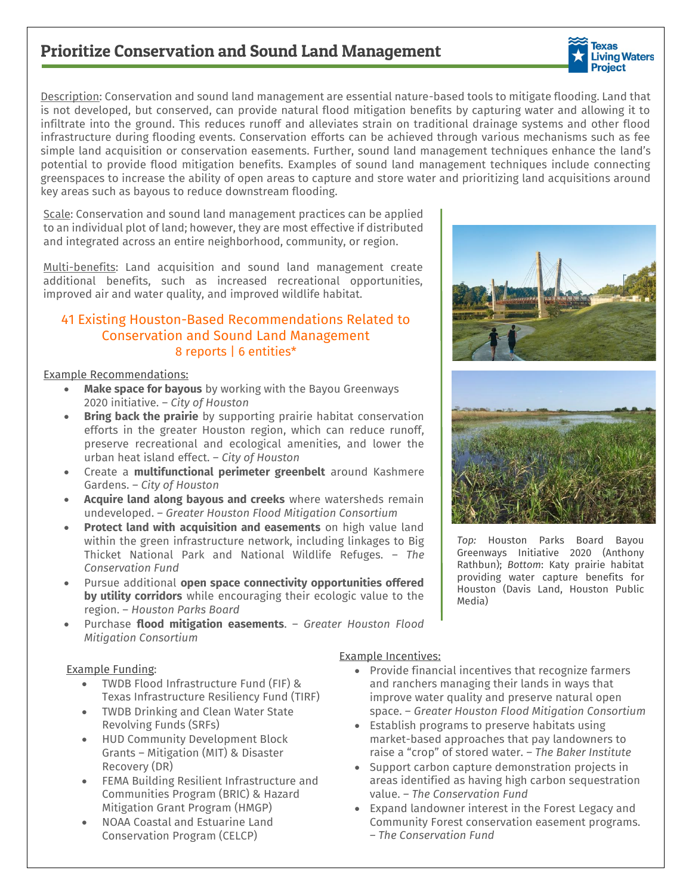# Prioritize Conservation and Sound Land Management

Description: Conservation and sound land management are essential nature-based tools to mitigate flooding. Land that is not developed, but conserved, can provide natural flood mitigation benefits by capturing water and allowing it to infiltrate into the ground. This reduces runoff and alleviates strain on traditional drainage systems and other flood infrastructure during flooding events. Conservation efforts can be achieved through various mechanisms such as fee simple land acquisition or conservation easements. Further, sound land management techniques enhance the land's potential to provide flood mitigation benefits. Examples of sound land management techniques include connecting greenspaces to increase the ability of open areas to capture and store water and prioritizing land acquisitions around key areas such as bayous to reduce downstream flooding.

Scale: Conservation and sound land management practices can be applied to an individual plot of land; however, they are most effective if distributed and integrated across an entire neighborhood, community, or region.

Multi-benefits: Land acquisition and sound land management create additional benefits, such as increased recreational opportunities, improved air and water quality, and improved wildlife habitat.

## 41 Existing Houston-Based Recommendations Related to Conservation and Sound Land Management

8 reports | 6 entities*

Example Recommendations:

- **Make space for bayous** by working with the Bayou Greenways 2020 initiative. – *City of Houston*
- **Bring back the prairie** by supporting prairie habitat conservation efforts in the greater Houston region, which can reduce runoff, preserve recreational and ecological amenities, and lower the urban heat island effect. – *City of Houston*
- Create a **multifunctional perimeter greenbelt** around Kashmere Gardens. – *City of Houston*
- **Acquire land along bayous and creeks** where watersheds remain undeveloped. – *Greater Houston Flood Mitigation Consortium*
- **Protect land with acquisition and easements** on high value land within the green infrastructure network, including linkages to Big Thicket National Park and National Wildlife Refuges. – *The Conservation Fund*
- Pursue additional **open space connectivity opportunities offered by utility corridors** while encouraging their ecologic value to the region. – *Houston Parks Board*
- Purchase **flood mitigation easements**. – *Greater Houston Flood Mitigation Consortium*

*Top:* Houston Parks Board Bayou Greenways Initiative 2020 (Anthony Rathbun); *Bottom*: Katy prairie habitat providing water capture benefits for Houston (Davis Land, Houston Public Media)

Example Funding:

- TWDB Flood Infrastructure Fund (FIF) & Texas Infrastructure Resiliency Fund (TIRF)
- TWDB Drinking and Clean Water State Revolving Funds (SRFs)
- HUD Community Development Block Grants – Mitigation (MIT) & Disaster Recovery (DR)
- FEMA Building Resilient Infrastructure and Communities Program (BRIC) & Hazard Mitigation Grant Program (HMGP)
- NOAA Coastal and Estuarine Land Conservation Program (CELCP)

Example Incentives:

- Provide financial incentives that recognize farmers and ranchers managing their lands in ways that improve water quality and preserve natural open space. – *Greater Houston Flood Mitigation Consortium*
- Establish programs to preserve habitats using market-based approaches that pay landowners to raise a "crop" of stored water. – *The Baker Institute*
- Support carbon capture demonstration projects in areas identified as having high carbon sequestration value. – *The Conservation Fund*
- Expand landowner interest in the Forest Legacy and Community Forest conservation easement programs. – *The Conservation Fund*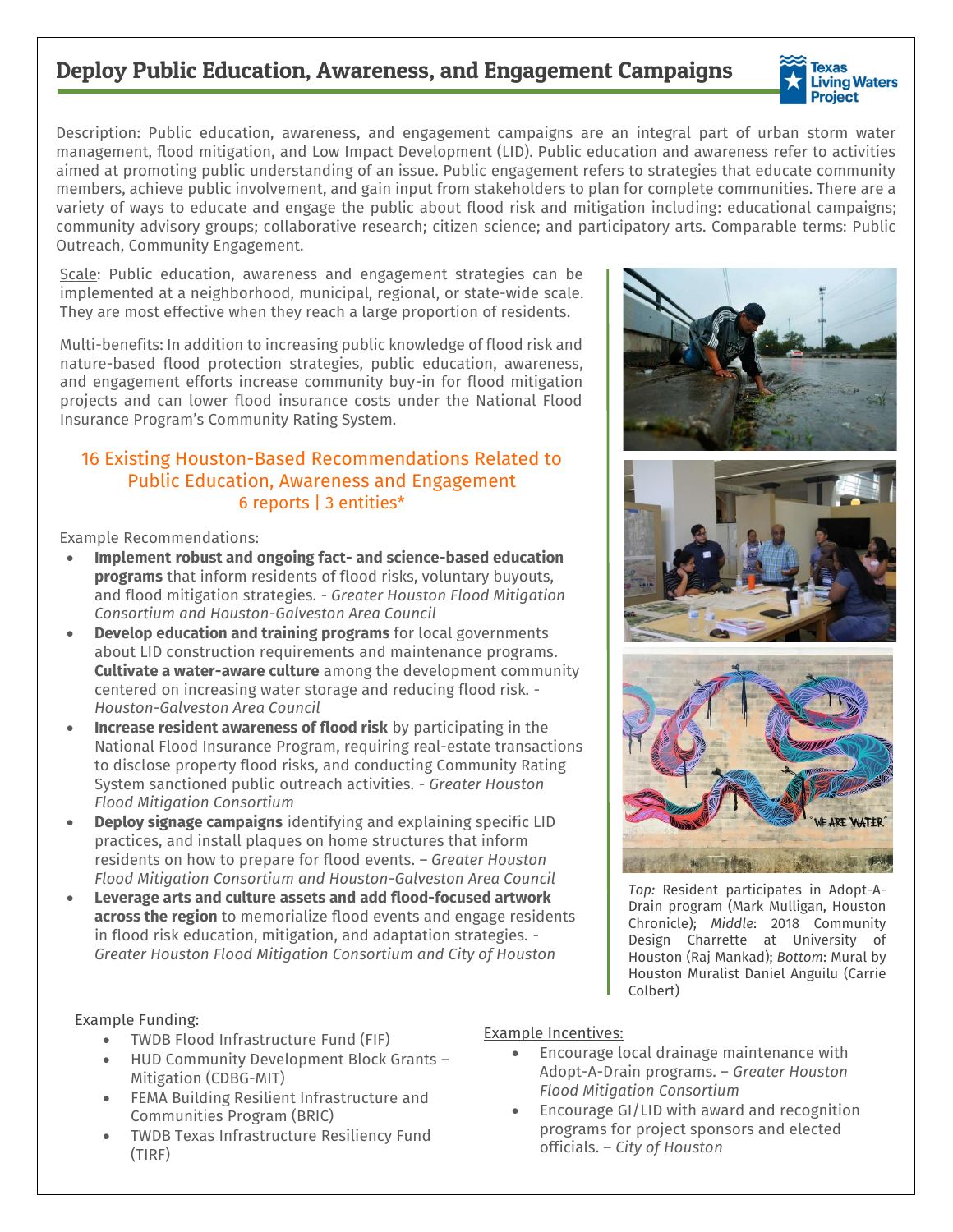# Deploy Public Education, Awareness, and Engagement Campaigns

Description: Public education, awareness, and engagement campaigns are an integral part of urban storm water management, flood mitigation, and Low Impact Development (LID). Public education and awareness refer to activities aimed at promoting public understanding of an issue. Public engagement refers to strategies that educate community members, achieve public involvement, and gain input from stakeholders to plan for complete communities. There are a variety of ways to educate and engage the public about flood risk and mitigation including: educational campaigns; community advisory groups; collaborative research; citizen science; and participatory arts. Comparable terms: Public Outreach, Community Engagement.

Scale: Public education, awareness and engagement strategies can be implemented at a neighborhood, municipal, regional, or state-wide scale. They are most effective when they reach a large proportion of residents.

Multi-benefits: In addition to increasing public knowledge of flood risk and nature-based flood protection strategies, public education, awareness, and engagement efforts increase community buy-in for flood mitigation projects and can lower flood insurance costs under the National Flood Insurance Program's Community Rating System.

### 16 Existing Houston-Based Recommendations Related to Public Education, Awareness and Engagement
6 reports | 3 entities*

Example Recommendations:

- **Implement robust and ongoing fact- and science-based education programs** that inform residents of flood risks, voluntary buyouts, and flood mitigation strategies. - *Greater Houston Flood Mitigation Consortium and Houston-Galveston Area Council*
- **Develop education and training programs** for local governments about LID construction requirements and maintenance programs. **Cultivate a water-aware culture** among the development community centered on increasing water storage and reducing flood risk. - *Houston-Galveston Area Council*
- **Increase resident awareness of flood risk** by participating in the National Flood Insurance Program, requiring real-estate transactions to disclose property flood risks, and conducting Community Rating System sanctioned public outreach activities. - *Greater Houston Flood Mitigation Consortium*
- **Deploy signage campaigns** identifying and explaining specific LID practices, and install plaques on home structures that inform residents on how to prepare for flood events. – *Greater Houston Flood Mitigation Consortium and Houston-Galveston Area Council*
- **Leverage arts and culture assets and add flood-focused artwork across the region** to memorialize flood events and engage residents in flood risk education, mitigation, and adaptation strategies. - *Greater Houston Flood Mitigation Consortium and City of Houston*

*Top:* Resident participates in Adopt-A-Drain program (Mark Mulligan, Houston Chronicle); *Middle*: 2018 Community Design Charrette at University of Houston (Raj Mankad); *Bottom*: Mural by Houston Muralist Daniel Anguilu (Carrie Colbert)

Example Funding:

- TWDB Flood Infrastructure Fund (FIF)
- HUD Community Development Block Grants – Mitigation (CDBG-MIT)
- FEMA Building Resilient Infrastructure and Communities Program (BRIC)
- TWDB Texas Infrastructure Resiliency Fund (TIRF)

Example Incentives:

- Encourage local drainage maintenance with Adopt-A-Drain programs. – *Greater Houston Flood Mitigation Consortium*
- Encourage GI/LID with award and recognition programs for project sponsors and elected officials. – *City of Houston*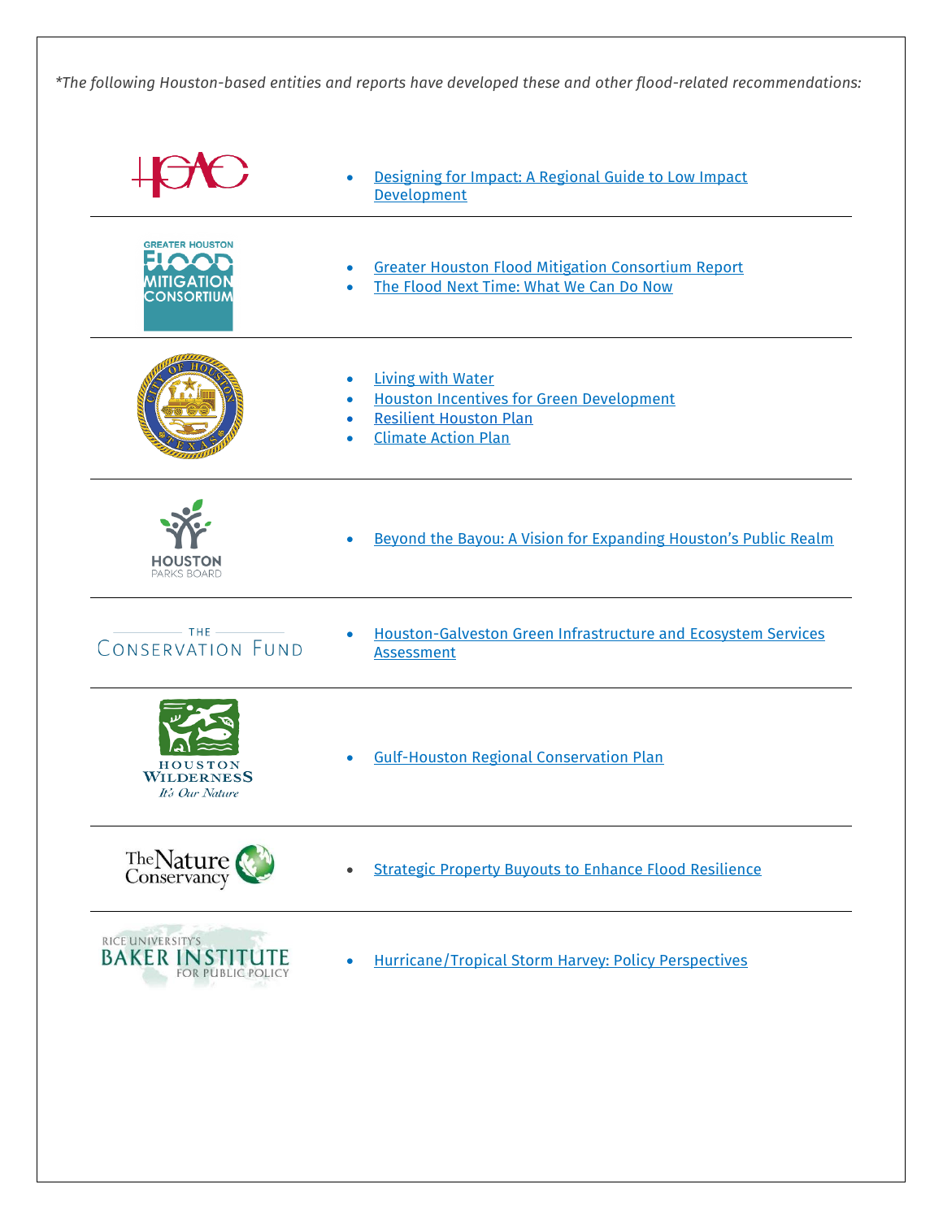*\*The following Houston-based entities and reports have developed these and other flood-related recommendations:*

| | |
|---|---|
| H-GAC | • Designing for Impact: A Regional Guide to Low Impact Development |
| GREATER HOUSTON FLOOD MITIGATION CONSORTIUM | • Greater Houston Flood Mitigation Consortium Report<br>• The Flood Next Time: What We Can Do Now |
| CITY OF HOUSTON TEXAS | • Living with Water<br>• Houston Incentives for Green Development<br>• Resilient Houston Plan<br>• Climate Action Plan |
| HOUSTON PARKS BOARD | • Beyond the Bayou: A Vision for Expanding Houston's Public Realm |
| THE CONSERVATION FUND | • Houston-Galveston Green Infrastructure and Ecosystem Services Assessment |
| HOUSTON WILDERNESS It's Our Nature | • Gulf-Houston Regional Conservation Plan |
| The Nature Conservancy | • Strategic Property Buyouts to Enhance Flood Resilience |
| RICE UNIVERSITY'S BAKER INSTITUTE FOR PUBLIC POLICY | • Hurricane/Tropical Storm Harvey: Policy Perspectives |